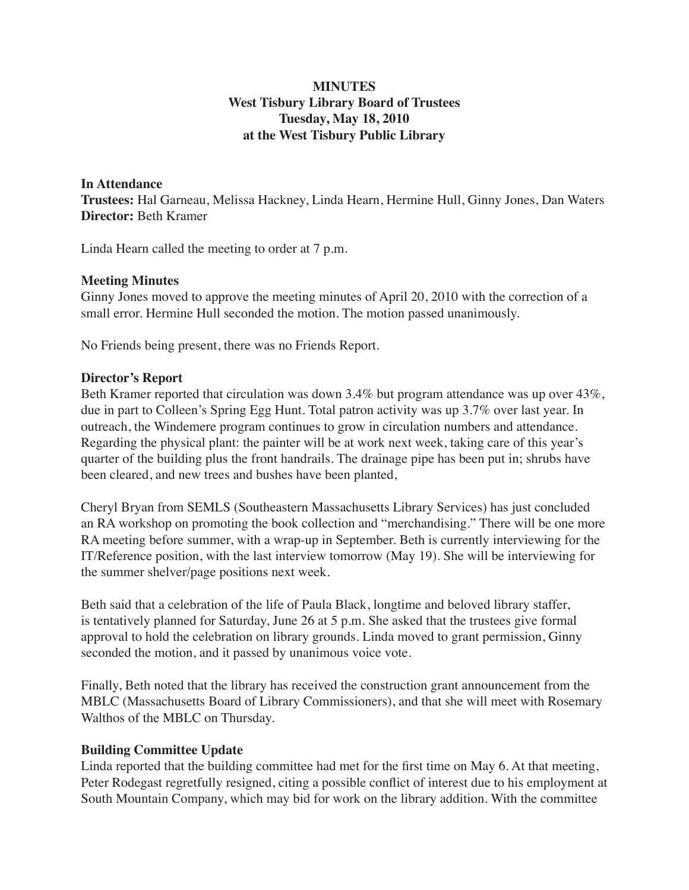**MINUTES**
**West Tisbury Library Board of Trustees**
**Tuesday, May 18, 2010**
**at the West Tisbury Public Library**

**In Attendance**
**Trustees:** Hal Garneau, Melissa Hackney, Linda Hearn, Hermine Hull, Ginny Jones, Dan Waters
**Director:** Beth Kramer

Linda Hearn called the meeting to order at 7 p.m.

**Meeting Minutes**
Ginny Jones moved to approve the meeting minutes of April 20, 2010 with the correction of a small error. Hermine Hull seconded the motion. The motion passed unanimously.

No Friends being present, there was no Friends Report.

**Director's Report**
Beth Kramer reported that circulation was down 3.4% but program attendance was up over 43%, due in part to Colleen's Spring Egg Hunt. Total patron activity was up 3.7% over last year. In outreach, the Windemere program continues to grow in circulation numbers and attendance. Regarding the physical plant: the painter will be at work next week, taking care of this year's quarter of the building plus the front handrails. The drainage pipe has been put in; shrubs have been cleared, and new trees and bushes have been planted,

Cheryl Bryan from SEMLS (Southeastern Massachusetts Library Services) has just concluded an RA workshop on promoting the book collection and "merchandising." There will be one more RA meeting before summer, with a wrap-up in September. Beth is currently interviewing for the IT/Reference position, with the last interview tomorrow (May 19). She will be interviewing for the summer shelver/page positions next week.

Beth said that a celebration of the life of Paula Black, longtime and beloved library staffer, is tentatively planned for Saturday, June 26 at 5 p.m. She asked that the trustees give formal approval to hold the celebration on library grounds. Linda moved to grant permission, Ginny seconded the motion, and it passed by unanimous voice vote.

Finally, Beth noted that the library has received the construction grant announcement from the MBLC (Massachusetts Board of Library Commissioners), and that she will meet with Rosemary Walthos of the MBLC on Thursday.

**Building Committee Update**
Linda reported that the building committee had met for the first time on May 6. At that meeting, Peter Rodegast regretfully resigned, citing a possible conflict of interest due to his employment at South Mountain Company, which may bid for work on the library addition. With the committee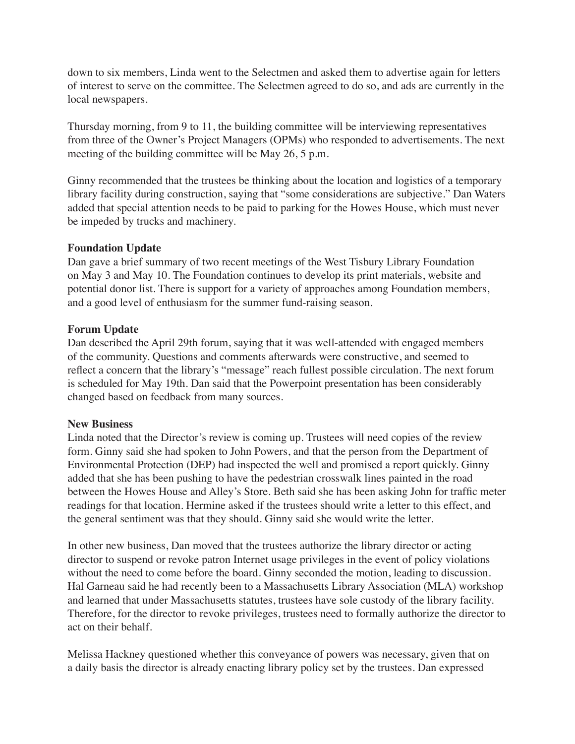down to six members, Linda went to the Selectmen and asked them to advertise again for letters of interest to serve on the committee. The Selectmen agreed to do so, and ads are currently in the local newspapers.

Thursday morning, from 9 to 11, the building committee will be interviewing representatives from three of the Owner's Project Managers (OPMs) who responded to advertisements. The next meeting of the building committee will be May 26, 5 p.m.

Ginny recommended that the trustees be thinking about the location and logistics of a temporary library facility during construction, saying that "some considerations are subjective." Dan Waters added that special attention needs to be paid to parking for the Howes House, which must never be impeded by trucks and machinery.

**Foundation Update**
Dan gave a brief summary of two recent meetings of the West Tisbury Library Foundation on May 3 and May 10. The Foundation continues to develop its print materials, website and potential donor list. There is support for a variety of approaches among Foundation members, and a good level of enthusiasm for the summer fund-raising season.

**Forum Update**
Dan described the April 29th forum, saying that it was well-attended with engaged members of the community. Questions and comments afterwards were constructive, and seemed to reflect a concern that the library's "message" reach fullest possible circulation. The next forum is scheduled for May 19th. Dan said that the Powerpoint presentation has been considerably changed based on feedback from many sources.

**New Business**
Linda noted that the Director's review is coming up. Trustees will need copies of the review form. Ginny said she had spoken to John Powers, and that the person from the Department of Environmental Protection (DEP) had inspected the well and promised a report quickly. Ginny added that she has been pushing to have the pedestrian crosswalk lines painted in the road between the Howes House and Alley's Store. Beth said she has been asking John for traffic meter readings for that location. Hermine asked if the trustees should write a letter to this effect, and the general sentiment was that they should. Ginny said she would write the letter.

In other new business, Dan moved that the trustees authorize the library director or acting director to suspend or revoke patron Internet usage privileges in the event of policy violations without the need to come before the board. Ginny seconded the motion, leading to discussion. Hal Garneau said he had recently been to a Massachusetts Library Association (MLA) workshop and learned that under Massachusetts statutes, trustees have sole custody of the library facility. Therefore, for the director to revoke privileges, trustees need to formally authorize the director to act on their behalf.

Melissa Hackney questioned whether this conveyance of powers was necessary, given that on a daily basis the director is already enacting library policy set by the trustees. Dan expressed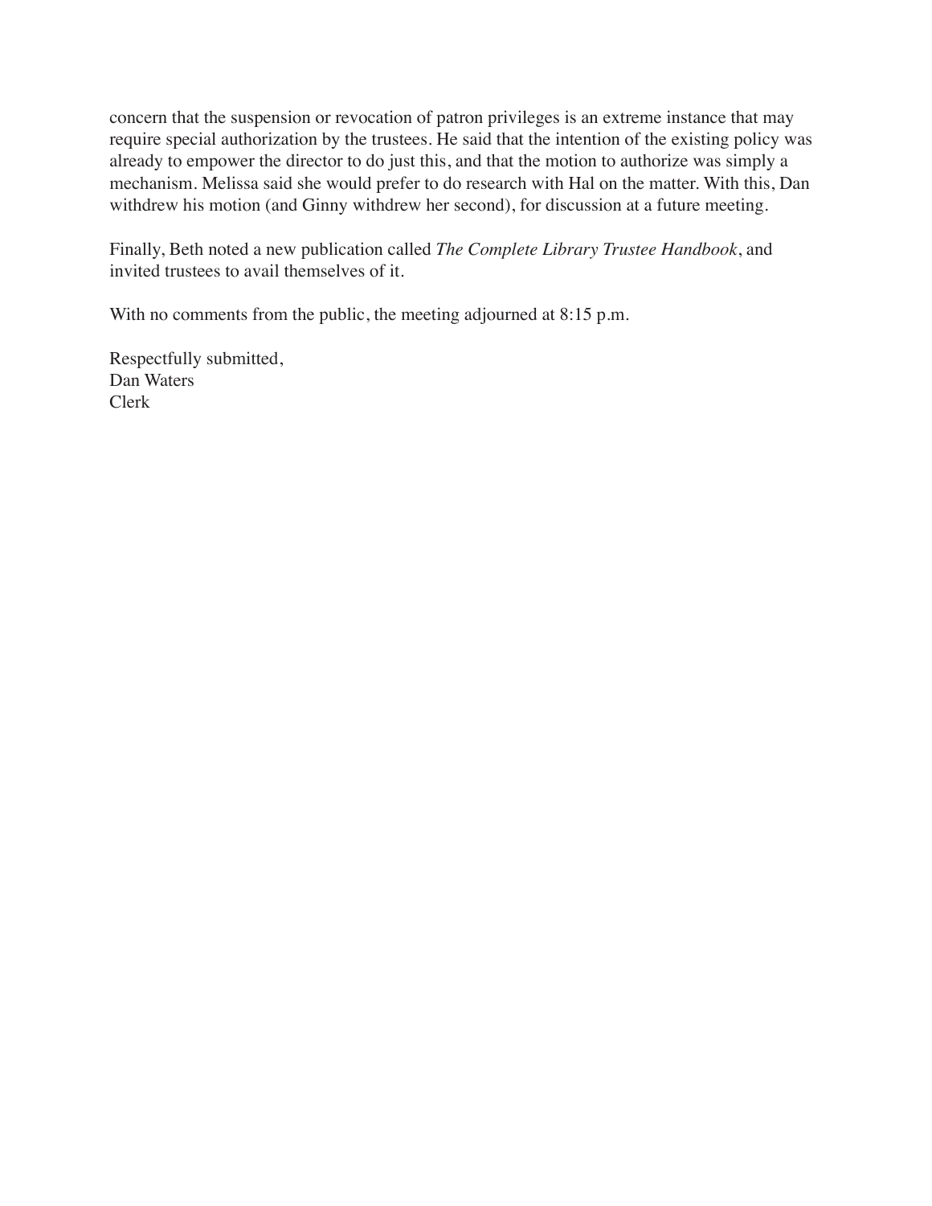concern that the suspension or revocation of patron privileges is an extreme instance that may require special authorization by the trustees. He said that the intention of the existing policy was already to empower the director to do just this, and that the motion to authorize was simply a mechanism. Melissa said she would prefer to do research with Hal on the matter. With this, Dan withdrew his motion (and Ginny withdrew her second), for discussion at a future meeting.

Finally, Beth noted a new publication called *The Complete Library Trustee Handbook*, and invited trustees to avail themselves of it.

With no comments from the public, the meeting adjourned at 8:15 p.m.

Respectfully submitted,
Dan Waters
Clerk